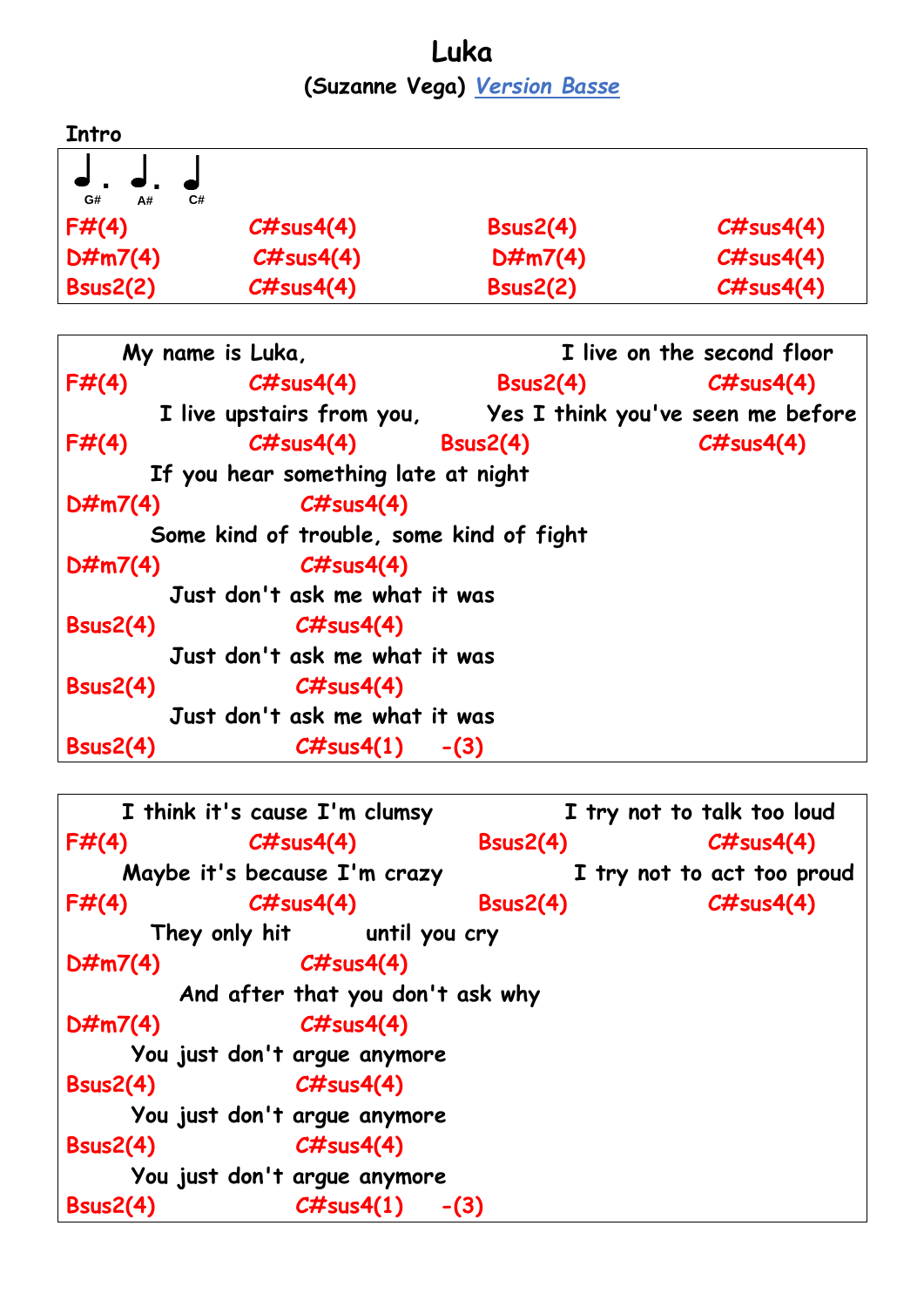# Luka

## (Suzanne Vega) *Version Basse*

**Intro**

G# A# C#

F#(4) C#sus4(4) Bsus2(4) C#sus4(4)
D#m7(4) C#sus4(4) D#m7(4) C#sus4(4)
Bsus2(2) C#sus4(4) Bsus2(2) C#sus4(4)

```
     My name is Luka,                          I live on the second floor
F#(4)           C#sus4(4)            Bsus2(4)           C#sus4(4)
        I live upstairs from you,      Yes I think you've seen me before
F#(4)           C#sus4(4)       Bsus2(4)                C#sus4(4)
        If you hear something late at night
D#m7(4)              C#sus4(4)
        Some kind of trouble, some kind of fight
D#m7(4)              C#sus4(4)
          Just don't ask me what it was
Bsus2(4)            C#sus4(4)
          Just don't ask me what it was
Bsus2(4)            C#sus4(4)
          Just don't ask me what it was
Bsus2(4)            C#sus4(1)     -(3)
```

```
     I think it's cause I'm clumsy              I try not to talk too loud
F#(4)           C#sus4(4)          Bsus2(4)             C#sus4(4)
     Maybe it's because I'm crazy                I try not to act too proud
F#(4)           C#sus4(4)          Bsus2(4)             C#sus4(4)
        They only hit         until you cry
D#m7(4)              C#sus4(4)
           And after that you don't ask why
D#m7(4)              C#sus4(4)
       You just don't argue anymore
Bsus2(4)            C#sus4(4)
       You just don't argue anymore
Bsus2(4)            C#sus4(4)
       You just don't argue anymore
Bsus2(4)            C#sus4(1)     -(3)
```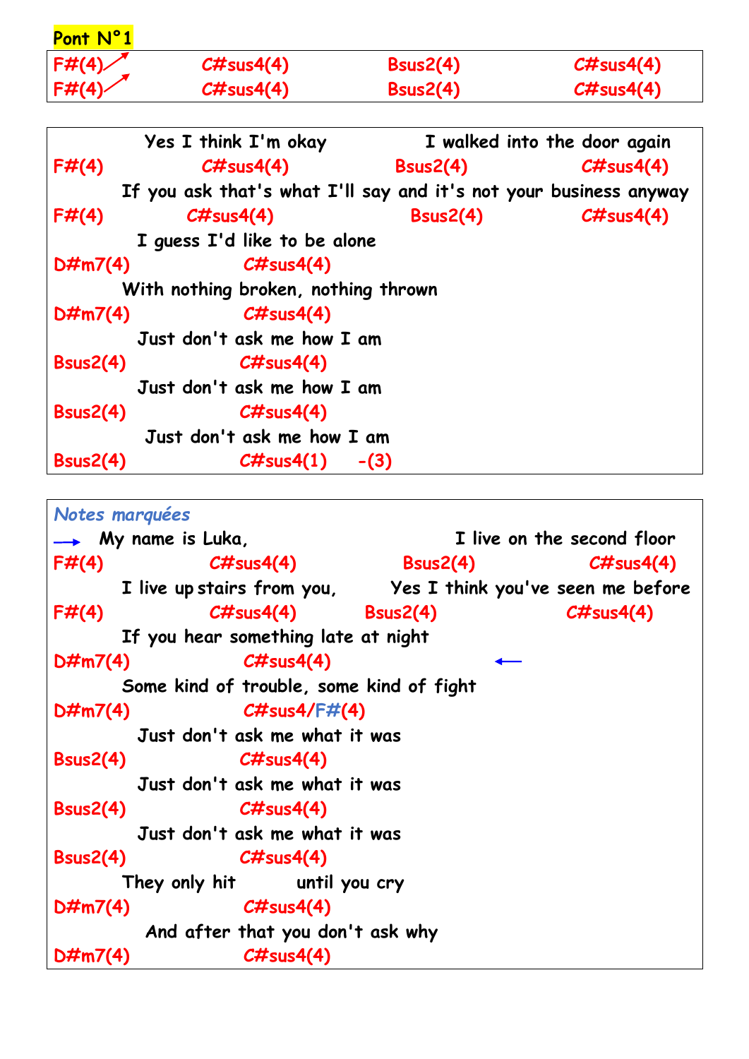**Pont N°1**

```
F#(4)↗          C#sus4(4)          Bsus2(4)          C#sus4(4)
F#(4)↗          C#sus4(4)          Bsus2(4)          C#sus4(4)
```

```
          Yes I think I'm okay          I walked into the door again
F#(4)            C#sus4(4)            Bsus2(4)            C#sus4(4)
        If you ask that's what I'll say and it's not your business anyway
F#(4)            C#sus4(4)            Bsus2(4)            C#sus4(4)
         I guess I'd like to be alone
D#m7(4)             C#sus4(4)
        With nothing broken, nothing thrown
D#m7(4)             C#sus4(4)
         Just don't ask me how I am
Bsus2(4)            C#sus4(4)
         Just don't ask me how I am
Bsus2(4)            C#sus4(4)
          Just don't ask me how I am
Bsus2(4)            C#sus4(1)    -(3)
```

*Notes marquées*

```
→  My name is Luka,                      I live on the second floor
F#(4)            C#sus4(4)            Bsus2(4)            C#sus4(4)
        I live up stairs from you,       Yes I think you've seen me before
F#(4)            C#sus4(4)          Bsus2(4)            C#sus4(4)
        If you hear something late at night
D#m7(4)             C#sus4(4)                      ←
        Some kind of trouble, some kind of fight
D#m7(4)             C#sus4/F#(4)
         Just don't ask me what it was
Bsus2(4)            C#sus4(4)
         Just don't ask me what it was
Bsus2(4)            C#sus4(4)
         Just don't ask me what it was
Bsus2(4)            C#sus4(4)
        They only hit        until you cry
D#m7(4)             C#sus4(4)
          And after that you don't ask why
D#m7(4)             C#sus4(4)
```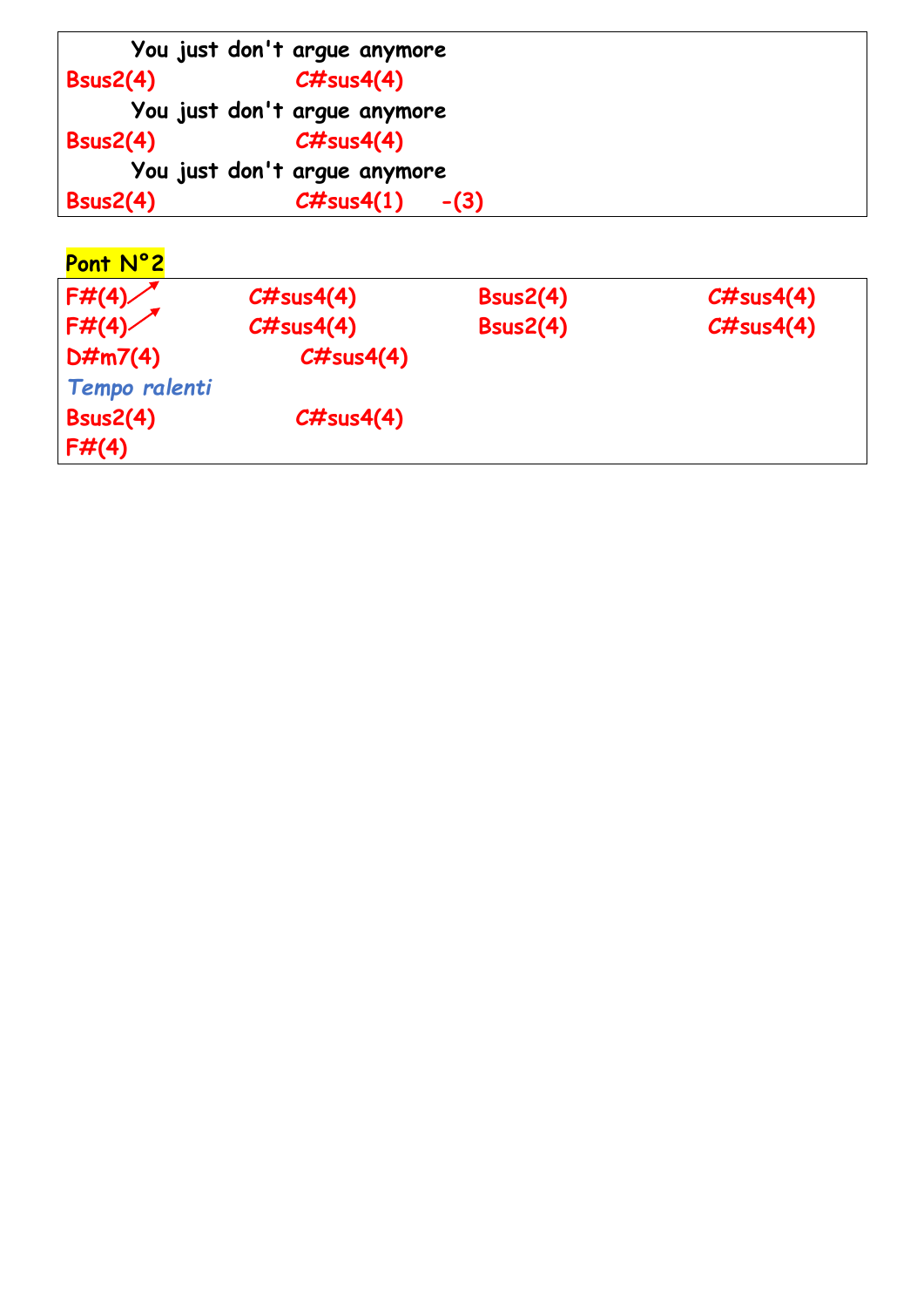```
      You just don't argue anymore
Bsus2(4)            C#sus4(4)
      You just don't argue anymore
Bsus2(4)            C#sus4(4)
      You just don't argue anymore
Bsus2(4)            C#sus4(1)    -(3)
```

**Pont N°2**

```
F#(4)↗          C#sus4(4)         Bsus2(4)          C#sus4(4)
F#(4)↗          C#sus4(4)         Bsus2(4)          C#sus4(4)
D#m7(4)              C#sus4(4)
```

*Tempo ralenti*

```
Bsus2(4)            C#sus4(4)
F#(4)
```